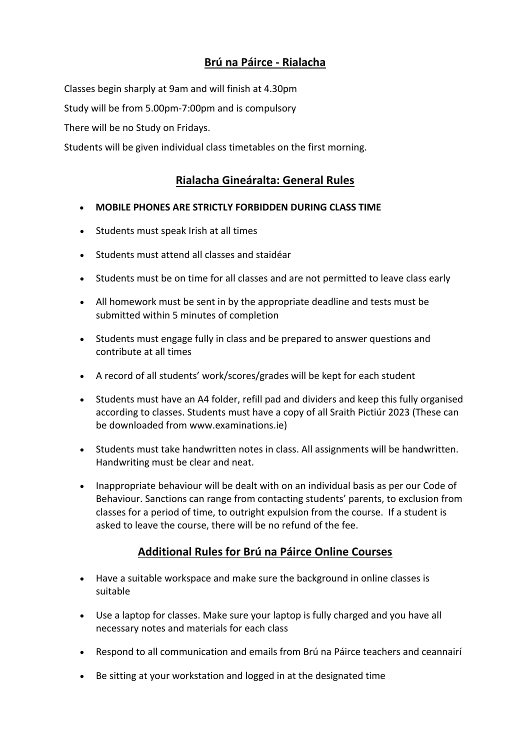## **Brú na Páirce - Rialacha**

Classes begin sharply at 9am and will finish at 4.30pm

Study will be from 5.00pm-7:00pm and is compulsory

There will be no Study on Fridays.

Students will be given individual class timetables on the first morning.

## **Rialacha Gineáralta: General Rules**

- **MOBILE PHONES ARE STRICTLY FORBIDDEN DURING CLASS TIME**
- Students must speak Irish at all times
- Students must attend all classes and staidéar
- Students must be on time for all classes and are not permitted to leave class early
- All homework must be sent in by the appropriate deadline and tests must be submitted within 5 minutes of completion
- Students must engage fully in class and be prepared to answer questions and contribute at all times
- A record of all students' work/scores/grades will be kept for each student
- Students must have an A4 folder, refill pad and dividers and keep this fully organised according to classes. Students must have a copy of all Sraith Pictiúr 2023 (These can be downloaded from www.examinations.ie)
- Students must take handwritten notes in class. All assignments will be handwritten. Handwriting must be clear and neat.
- Inappropriate behaviour will be dealt with on an individual basis as per our Code of Behaviour. Sanctions can range from contacting students' parents, to exclusion from classes for a period of time, to outright expulsion from the course. If a student is asked to leave the course, there will be no refund of the fee.

## **Additional Rules for Brú na Páirce Online Courses**

- Have a suitable workspace and make sure the background in online classes is suitable
- Use a laptop for classes. Make sure your laptop is fully charged and you have all necessary notes and materials for each class
- Respond to all communication and emails from Brú na Páirce teachers and ceannairí
- Be sitting at your workstation and logged in at the designated time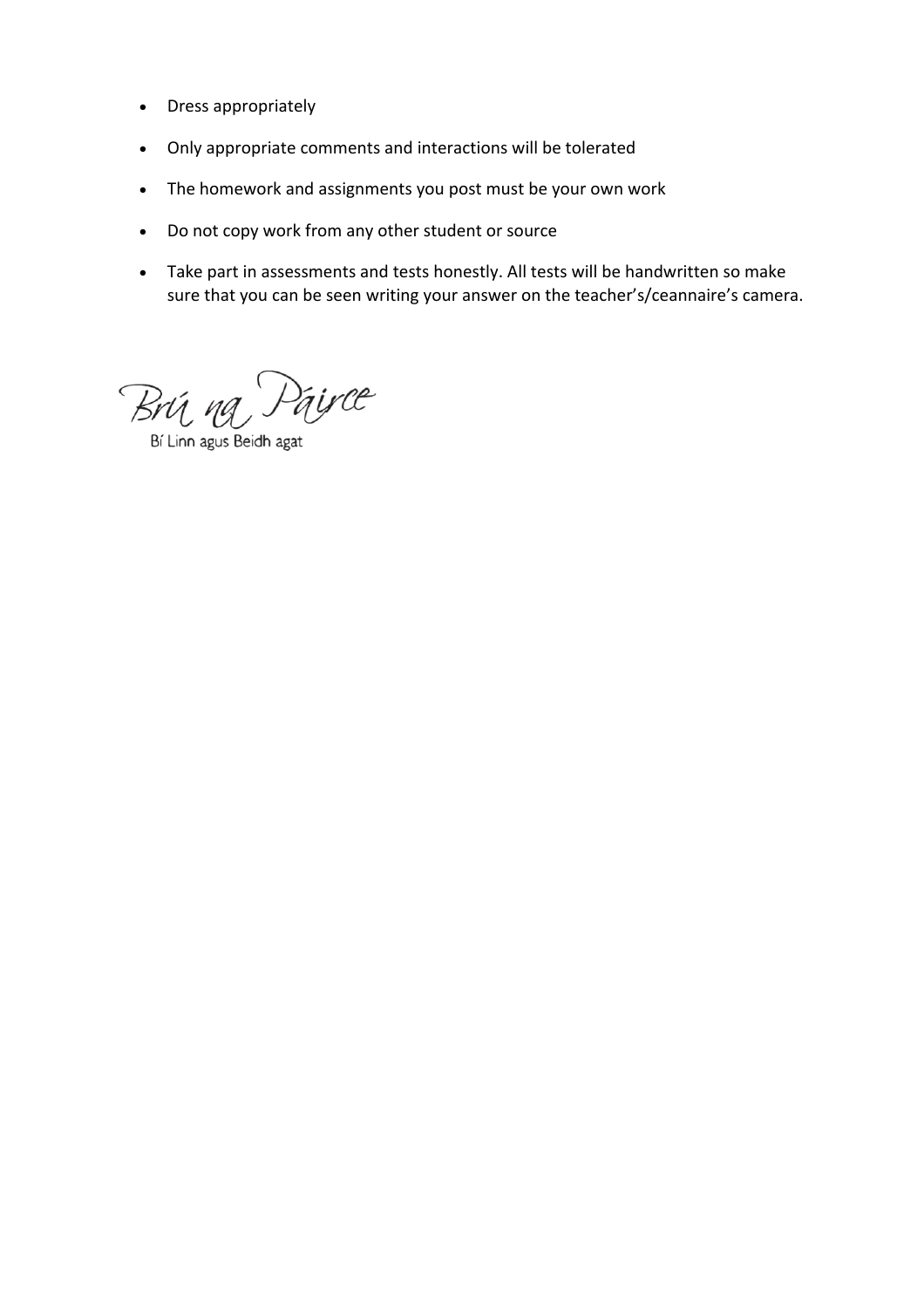- Dress appropriately
- Only appropriate comments and interactions will be tolerated
- The homework and assignments you post must be your own work
- Do not copy work from any other student or source
- Take part in assessments and tests honestly. All tests will be handwritten so make sure that you can be seen writing your answer on the teacher's/ceannaire's camera.

Brú na Páirce

Bí Linn agus Beidh agat